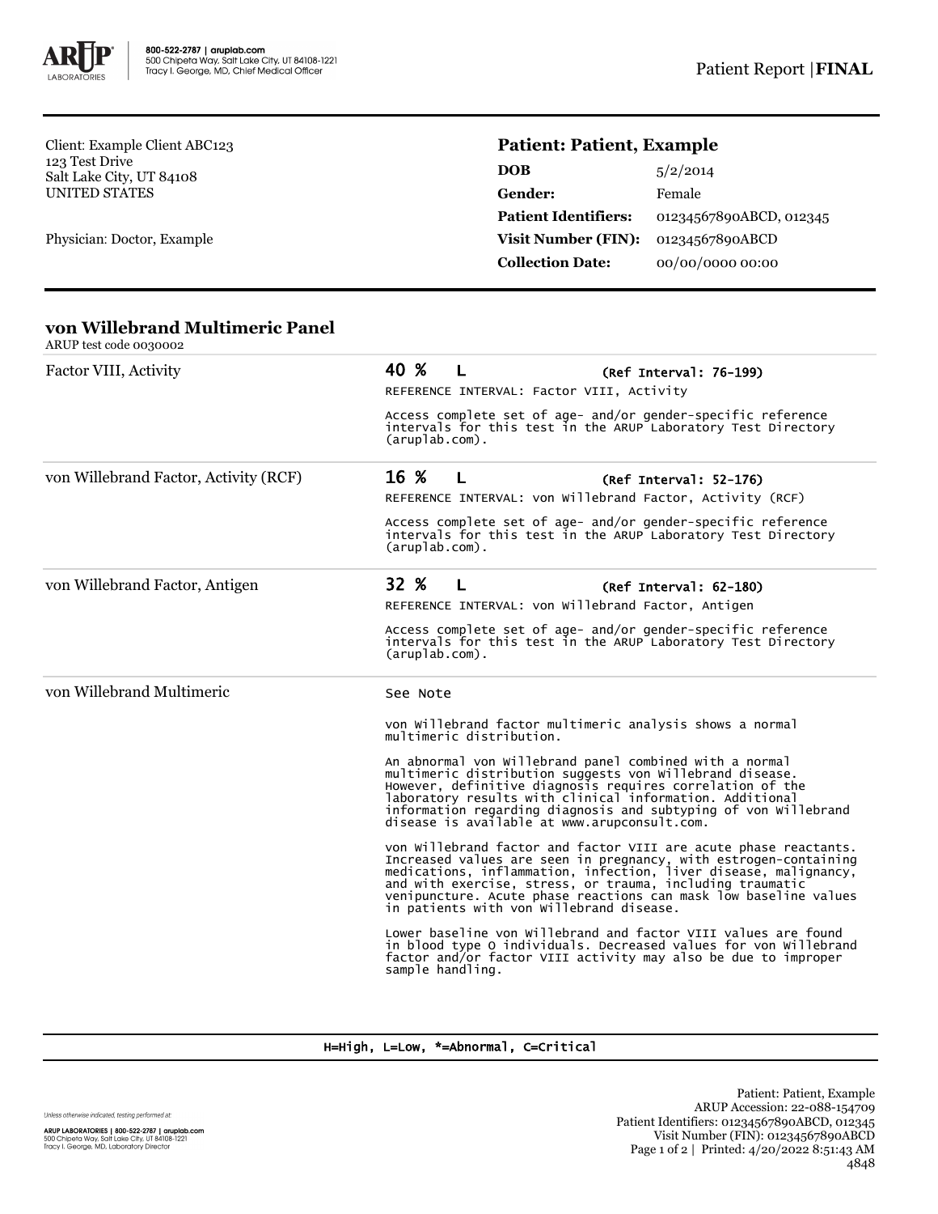800-522-2787 | aruplab.com
500 Chipeta Way, Salt Lake City, UT 84108-1221
Tracy I. George, MD, Chief Medical Officer

Patient Report | **FINAL**

Client: Example Client ABC123
123 Test Drive
Salt Lake City, UT 84108
UNITED STATES

Physician: Doctor, Example

### Patient: Patient, Example

| | |
|---|---|
| **DOB** | 5/2/2014 |
| **Gender:** | Female |
| **Patient Identifiers:** | 01234567890ABCD, 012345 |
| **Visit Number (FIN):** | 01234567890ABCD |
| **Collection Date:** | 00/00/0000 00:00 |

## von Willebrand Multimeric Panel

ARUP test code 0030002

| | |
|---|---|
| Factor VIII, Activity | **40 % L** (Ref Interval: 76-199)<br>REFERENCE INTERVAL: Factor VIII, Activity<br>Access complete set of age- and/or gender-specific reference intervals for this test in the ARUP Laboratory Test Directory (aruplab.com). |
| von Willebrand Factor, Activity (RCF) | **16 % L** (Ref Interval: 52-176)<br>REFERENCE INTERVAL: von Willebrand Factor, Activity (RCF)<br>Access complete set of age- and/or gender-specific reference intervals for this test in the ARUP Laboratory Test Directory (aruplab.com). |
| von Willebrand Factor, Antigen | **32 % L** (Ref Interval: 62-180)<br>REFERENCE INTERVAL: von Willebrand Factor, Antigen<br>Access complete set of age- and/or gender-specific reference intervals for this test in the ARUP Laboratory Test Directory (aruplab.com). |
| von Willebrand Multimeric | See Note<br>von Willebrand factor multimeric analysis shows a normal multimeric distribution.<br>An abnormal von Willebrand panel combined with a normal multimeric distribution suggests von Willebrand disease. However, definitive diagnosis requires correlation of the laboratory results with clinical information. Additional information regarding diagnosis and subtyping of von Willebrand disease is available at www.arupconsult.com.<br>von Willebrand factor and factor VIII are acute phase reactants. Increased values are seen in pregnancy, with estrogen-containing medications, inflammation, infection, liver disease, malignancy, and with exercise, stress, or trauma, including traumatic venipuncture. Acute phase reactions can mask low baseline values in patients with von Willebrand disease.<br>Lower baseline von Willebrand and factor VIII values are found in blood type O individuals. Decreased values for von Willebrand factor and/or factor VIII activity may also be due to improper sample handling. |

H=High, L=Low, *=Abnormal, C=Critical

Unless otherwise indicated, testing performed at:

ARUP LABORATORIES | 800-522-2787 | aruplab.com
500 Chipeta Way, Salt Lake City, UT 84108-1221
Tracy I. George, MD, Laboratory Director

Patient: Patient, Example
ARUP Accession: 22-088-154709
Patient Identifiers: 01234567890ABCD, 012345
Visit Number (FIN): 01234567890ABCD
Printed: 4/20/2022 8:51:43 AM
4848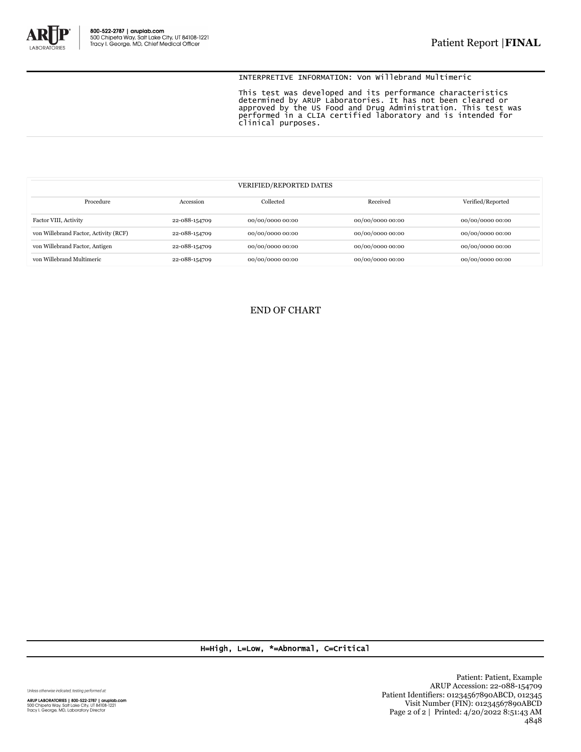INTERPRETIVE INFORMATION: Von Willebrand Multimeric

This test was developed and its performance characteristics determined by ARUP Laboratories. It has not been cleared or approved by the US Food and Drug Administration. This test was performed in a CLIA certified laboratory and is intended for clinical purposes.

VERIFIED/REPORTED DATES

| Procedure | Accession | Collected | Received | Verified/Reported |
|---|---|---|---|---|
| Factor VIII, Activity | 22-088-154709 | 00/00/0000 00:00 | 00/00/0000 00:00 | 00/00/0000 00:00 |
| von Willebrand Factor, Activity (RCF) | 22-088-154709 | 00/00/0000 00:00 | 00/00/0000 00:00 | 00/00/0000 00:00 |
| von Willebrand Factor, Antigen | 22-088-154709 | 00/00/0000 00:00 | 00/00/0000 00:00 | 00/00/0000 00:00 |
| von Willebrand Multimeric | 22-088-154709 | 00/00/0000 00:00 | 00/00/0000 00:00 | 00/00/0000 00:00 |

END OF CHART

H=High, L=Low, *=Abnormal, C=Critical